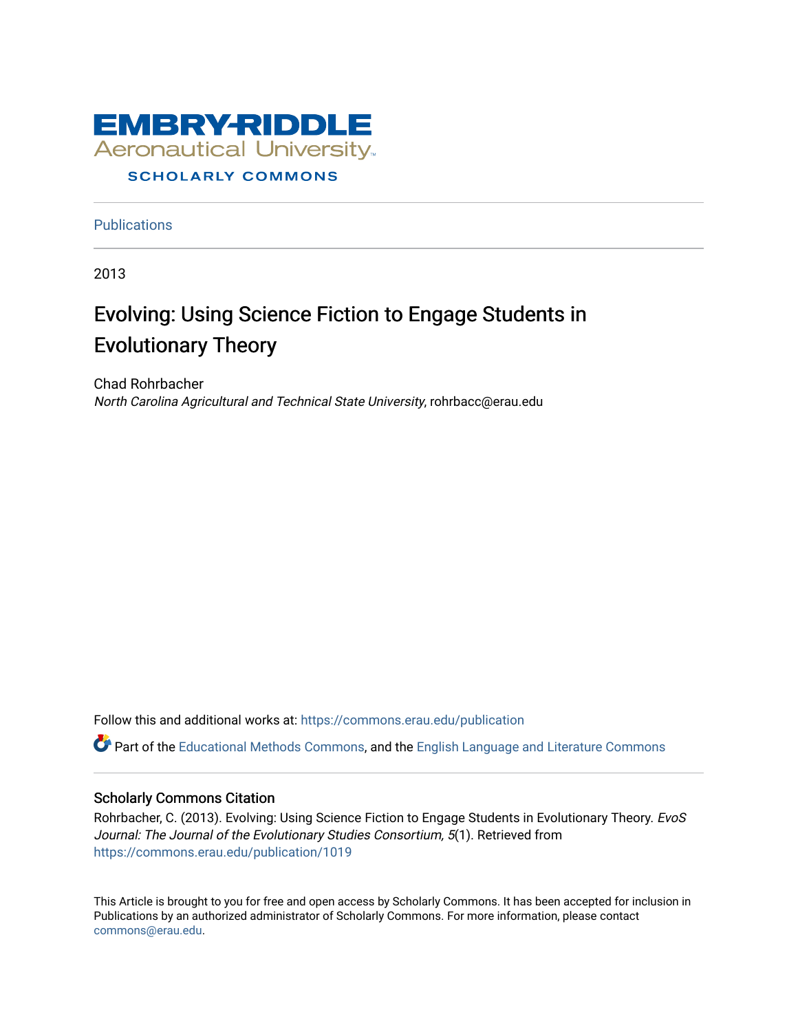EMBRY-RIDDLE
Aeronautical University
SCHOLARLY COMMONS

Publications

2013

# Evolving: Using Science Fiction to Engage Students in Evolutionary Theory

Chad Rohrbacher
*North Carolina Agricultural and Technical State University*, rohrbacc@erau.edu

Follow this and additional works at: https://commons.erau.edu/publication

Part of the Educational Methods Commons, and the English Language and Literature Commons

## Scholarly Commons Citation

Rohrbacher, C. (2013). Evolving: Using Science Fiction to Engage Students in Evolutionary Theory. *EvoS Journal: The Journal of the Evolutionary Studies Consortium, 5*(1). Retrieved from https://commons.erau.edu/publication/1019

This Article is brought to you for free and open access by Scholarly Commons. It has been accepted for inclusion in Publications by an authorized administrator of Scholarly Commons. For more information, please contact commons@erau.edu.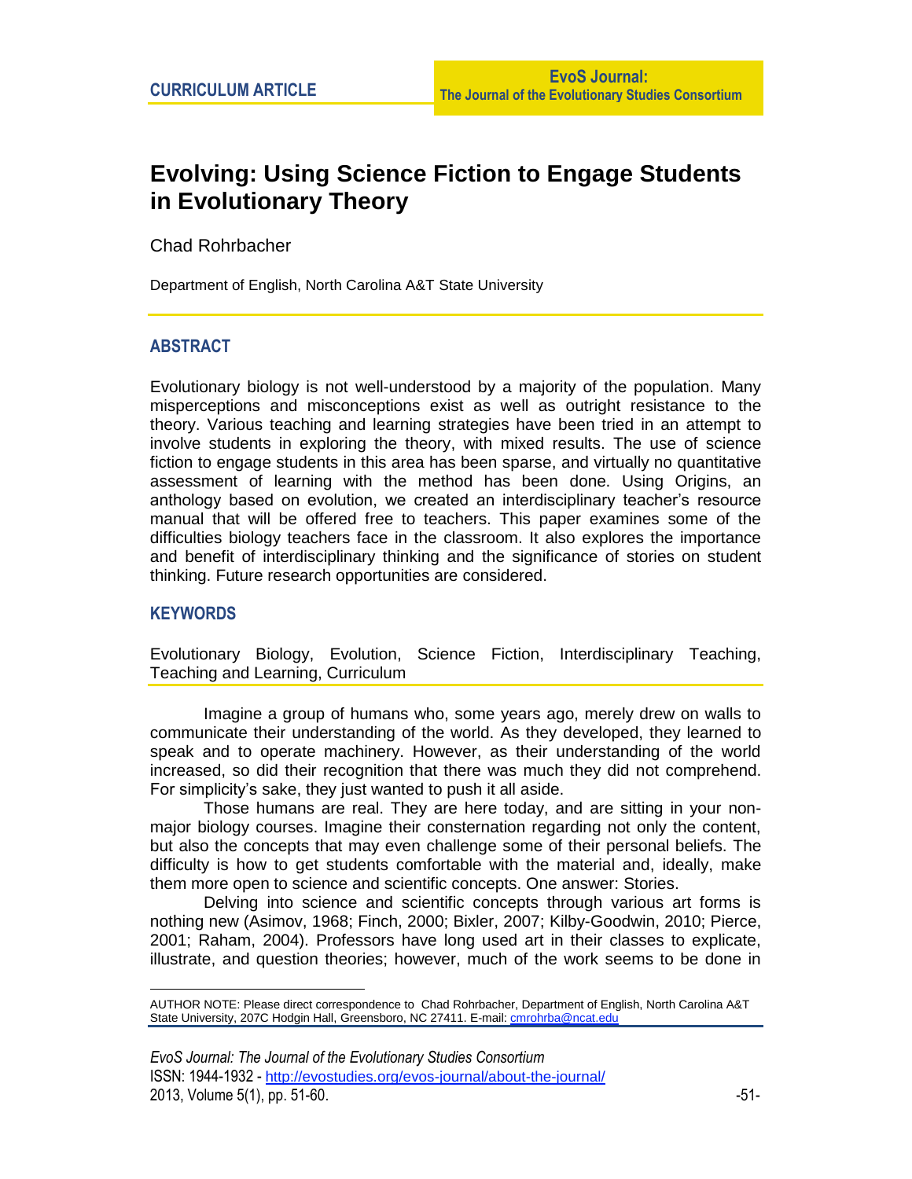CURRICULUM ARTICLE

# Evolving: Using Science Fiction to Engage Students in Evolutionary Theory

Chad Rohrbacher

Department of English, North Carolina A&T State University

## ABSTRACT

Evolutionary biology is not well-understood by a majority of the population. Many misperceptions and misconceptions exist as well as outright resistance to the theory. Various teaching and learning strategies have been tried in an attempt to involve students in exploring the theory, with mixed results. The use of science fiction to engage students in this area has been sparse, and virtually no quantitative assessment of learning with the method has been done. Using Origins, an anthology based on evolution, we created an interdisciplinary teacher's resource manual that will be offered free to teachers. This paper examines some of the difficulties biology teachers face in the classroom. It also explores the importance and benefit of interdisciplinary thinking and the significance of stories on student thinking. Future research opportunities are considered.

## KEYWORDS

Evolutionary Biology, Evolution, Science Fiction, Interdisciplinary Teaching, Teaching and Learning, Curriculum

Imagine a group of humans who, some years ago, merely drew on walls to communicate their understanding of the world. As they developed, they learned to speak and to operate machinery. However, as their understanding of the world increased, so did their recognition that there was much they did not comprehend. For simplicity's sake, they just wanted to push it all aside.

Those humans are real. They are here today, and are sitting in your non-major biology courses. Imagine their consternation regarding not only the content, but also the concepts that may even challenge some of their personal beliefs. The difficulty is how to get students comfortable with the material and, ideally, make them more open to science and scientific concepts. One answer: Stories.

Delving into science and scientific concepts through various art forms is nothing new (Asimov, 1968; Finch, 2000; Bixler, 2007; Kilby-Goodwin, 2010; Pierce, 2001; Raham, 2004). Professors have long used art in their classes to explicate, illustrate, and question theories; however, much of the work seems to be done in

AUTHOR NOTE: Please direct correspondence to Chad Rohrbacher, Department of English, North Carolina A&T State University, 207C Hodgin Hall, Greensboro, NC 27411. E-mail: cmrohrba@ncat.edu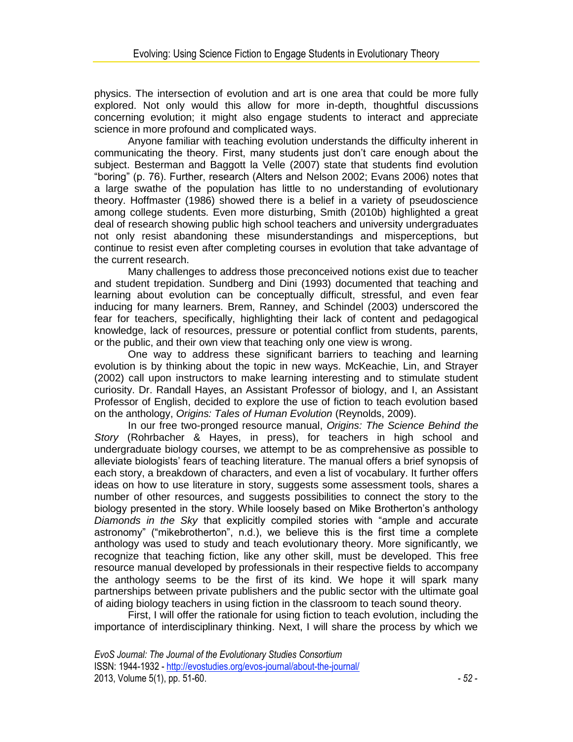physics. The intersection of evolution and art is one area that could be more fully explored. Not only would this allow for more in-depth, thoughtful discussions concerning evolution; it might also engage students to interact and appreciate science in more profound and complicated ways.

Anyone familiar with teaching evolution understands the difficulty inherent in communicating the theory. First, many students just don't care enough about the subject. Besterman and Baggott la Velle (2007) state that students find evolution "boring" (p. 76). Further, research (Alters and Nelson 2002; Evans 2006) notes that a large swathe of the population has little to no understanding of evolutionary theory. Hoffmaster (1986) showed there is a belief in a variety of pseudoscience among college students. Even more disturbing, Smith (2010b) highlighted a great deal of research showing public high school teachers and university undergraduates not only resist abandoning these misunderstandings and misperceptions, but continue to resist even after completing courses in evolution that take advantage of the current research.

Many challenges to address those preconceived notions exist due to teacher and student trepidation. Sundberg and Dini (1993) documented that teaching and learning about evolution can be conceptually difficult, stressful, and even fear inducing for many learners. Brem, Ranney, and Schindel (2003) underscored the fear for teachers, specifically, highlighting their lack of content and pedagogical knowledge, lack of resources, pressure or potential conflict from students, parents, or the public, and their own view that teaching only one view is wrong.

One way to address these significant barriers to teaching and learning evolution is by thinking about the topic in new ways. McKeachie, Lin, and Strayer (2002) call upon instructors to make learning interesting and to stimulate student curiosity. Dr. Randall Hayes, an Assistant Professor of biology, and I, an Assistant Professor of English, decided to explore the use of fiction to teach evolution based on the anthology, *Origins: Tales of Human Evolution* (Reynolds, 2009).

In our free two-pronged resource manual, *Origins: The Science Behind the Story* (Rohrbacher & Hayes, in press), for teachers in high school and undergraduate biology courses, we attempt to be as comprehensive as possible to alleviate biologists' fears of teaching literature. The manual offers a brief synopsis of each story, a breakdown of characters, and even a list of vocabulary. It further offers ideas on how to use literature in story, suggests some assessment tools, shares a number of other resources, and suggests possibilities to connect the story to the biology presented in the story. While loosely based on Mike Brotherton's anthology *Diamonds in the Sky* that explicitly compiled stories with "ample and accurate astronomy" ("mikebrotherton", n.d.), we believe this is the first time a complete anthology was used to study and teach evolutionary theory. More significantly, we recognize that teaching fiction, like any other skill, must be developed. This free resource manual developed by professionals in their respective fields to accompany the anthology seems to be the first of its kind. We hope it will spark many partnerships between private publishers and the public sector with the ultimate goal of aiding biology teachers in using fiction in the classroom to teach sound theory.

First, I will offer the rationale for using fiction to teach evolution, including the importance of interdisciplinary thinking. Next, I will share the process by which we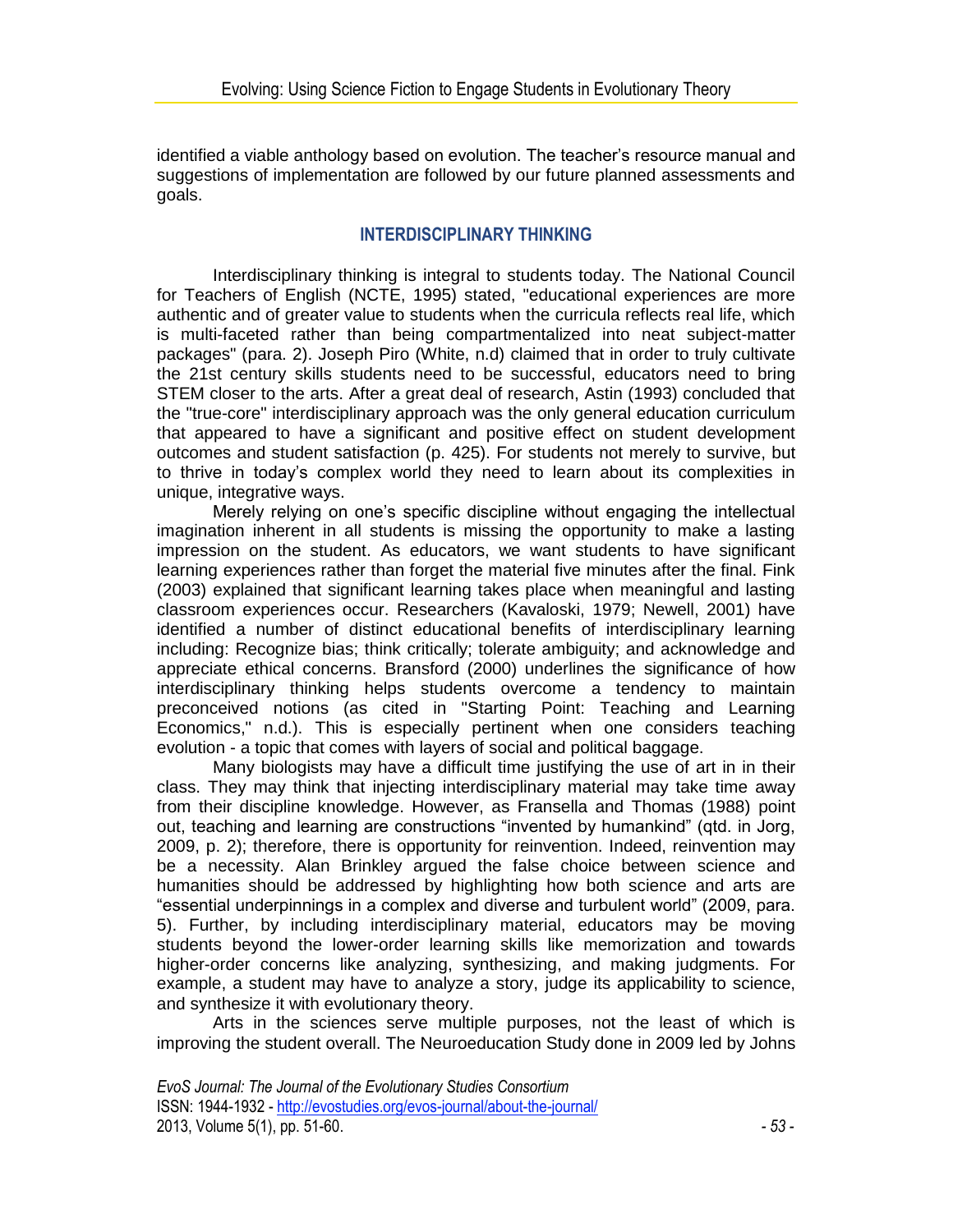identified a viable anthology based on evolution. The teacher's resource manual and suggestions of implementation are followed by our future planned assessments and goals.

## INTERDISCIPLINARY THINKING

Interdisciplinary thinking is integral to students today. The National Council for Teachers of English (NCTE, 1995) stated, "educational experiences are more authentic and of greater value to students when the curricula reflects real life, which is multi-faceted rather than being compartmentalized into neat subject-matter packages" (para. 2). Joseph Piro (White, n.d) claimed that in order to truly cultivate the 21st century skills students need to be successful, educators need to bring STEM closer to the arts. After a great deal of research, Astin (1993) concluded that the "true-core" interdisciplinary approach was the only general education curriculum that appeared to have a significant and positive effect on student development outcomes and student satisfaction (p. 425). For students not merely to survive, but to thrive in today's complex world they need to learn about its complexities in unique, integrative ways.

Merely relying on one's specific discipline without engaging the intellectual imagination inherent in all students is missing the opportunity to make a lasting impression on the student. As educators, we want students to have significant learning experiences rather than forget the material five minutes after the final. Fink (2003) explained that significant learning takes place when meaningful and lasting classroom experiences occur. Researchers (Kavaloski, 1979; Newell, 2001) have identified a number of distinct educational benefits of interdisciplinary learning including: Recognize bias; think critically; tolerate ambiguity; and acknowledge and appreciate ethical concerns. Bransford (2000) underlines the significance of how interdisciplinary thinking helps students overcome a tendency to maintain preconceived notions (as cited in "Starting Point: Teaching and Learning Economics," n.d.). This is especially pertinent when one considers teaching evolution - a topic that comes with layers of social and political baggage.

Many biologists may have a difficult time justifying the use of art in in their class. They may think that injecting interdisciplinary material may take time away from their discipline knowledge. However, as Fransella and Thomas (1988) point out, teaching and learning are constructions "invented by humankind" (qtd. in Jorg, 2009, p. 2); therefore, there is opportunity for reinvention. Indeed, reinvention may be a necessity. Alan Brinkley argued the false choice between science and humanities should be addressed by highlighting how both science and arts are "essential underpinnings in a complex and diverse and turbulent world" (2009, para. 5). Further, by including interdisciplinary material, educators may be moving students beyond the lower-order learning skills like memorization and towards higher-order concerns like analyzing, synthesizing, and making judgments. For example, a student may have to analyze a story, judge its applicability to science, and synthesize it with evolutionary theory.

Arts in the sciences serve multiple purposes, not the least of which is improving the student overall. The Neuroeducation Study done in 2009 led by Johns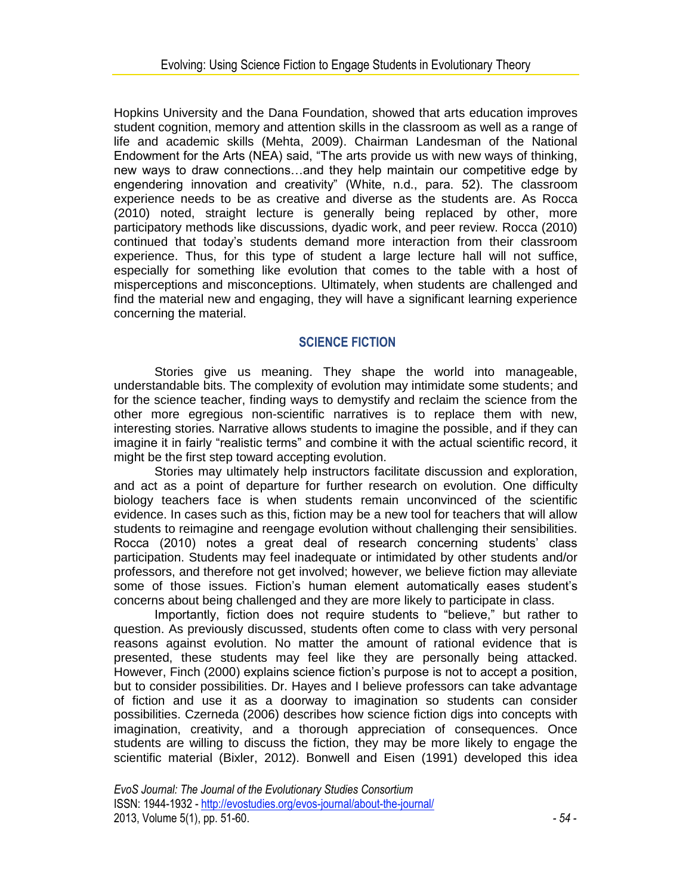Hopkins University and the Dana Foundation, showed that arts education improves student cognition, memory and attention skills in the classroom as well as a range of life and academic skills (Mehta, 2009). Chairman Landesman of the National Endowment for the Arts (NEA) said, "The arts provide us with new ways of thinking, new ways to draw connections…and they help maintain our competitive edge by engendering innovation and creativity" (White, n.d., para. 52). The classroom experience needs to be as creative and diverse as the students are. As Rocca (2010) noted, straight lecture is generally being replaced by other, more participatory methods like discussions, dyadic work, and peer review. Rocca (2010) continued that today's students demand more interaction from their classroom experience. Thus, for this type of student a large lecture hall will not suffice, especially for something like evolution that comes to the table with a host of misperceptions and misconceptions. Ultimately, when students are challenged and find the material new and engaging, they will have a significant learning experience concerning the material.

## SCIENCE FICTION

Stories give us meaning. They shape the world into manageable, understandable bits. The complexity of evolution may intimidate some students; and for the science teacher, finding ways to demystify and reclaim the science from the other more egregious non-scientific narratives is to replace them with new, interesting stories. Narrative allows students to imagine the possible, and if they can imagine it in fairly "realistic terms" and combine it with the actual scientific record, it might be the first step toward accepting evolution.

Stories may ultimately help instructors facilitate discussion and exploration, and act as a point of departure for further research on evolution. One difficulty biology teachers face is when students remain unconvinced of the scientific evidence. In cases such as this, fiction may be a new tool for teachers that will allow students to reimagine and reengage evolution without challenging their sensibilities. Rocca (2010) notes a great deal of research concerning students' class participation. Students may feel inadequate or intimidated by other students and/or professors, and therefore not get involved; however, we believe fiction may alleviate some of those issues. Fiction's human element automatically eases student's concerns about being challenged and they are more likely to participate in class.

Importantly, fiction does not require students to "believe," but rather to question. As previously discussed, students often come to class with very personal reasons against evolution. No matter the amount of rational evidence that is presented, these students may feel like they are personally being attacked. However, Finch (2000) explains science fiction's purpose is not to accept a position, but to consider possibilities. Dr. Hayes and I believe professors can take advantage of fiction and use it as a doorway to imagination so students can consider possibilities. Czerneda (2006) describes how science fiction digs into concepts with imagination, creativity, and a thorough appreciation of consequences. Once students are willing to discuss the fiction, they may be more likely to engage the scientific material (Bixler, 2012). Bonwell and Eisen (1991) developed this idea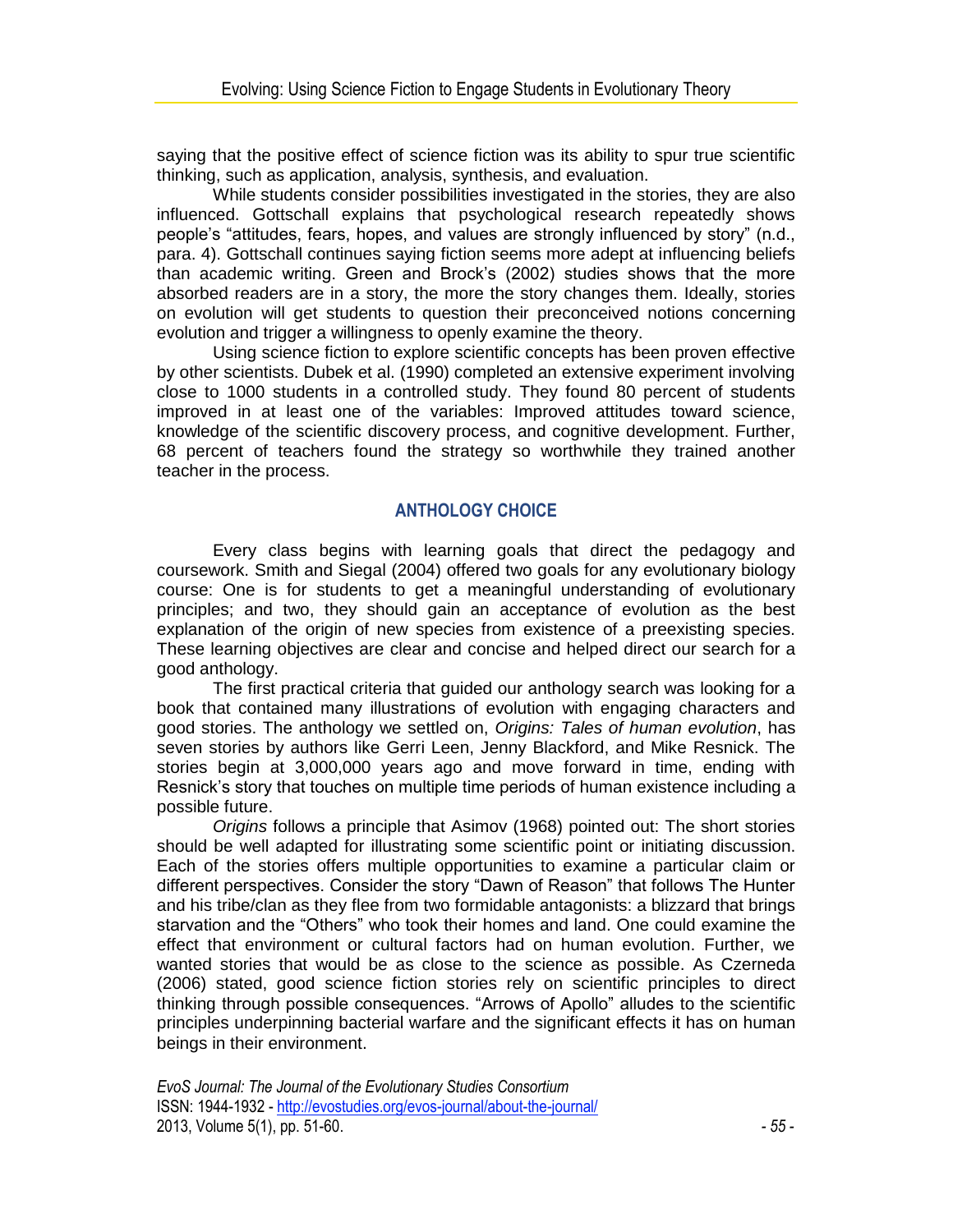saying that the positive effect of science fiction was its ability to spur true scientific thinking, such as application, analysis, synthesis, and evaluation.

While students consider possibilities investigated in the stories, they are also influenced. Gottschall explains that psychological research repeatedly shows people's "attitudes, fears, hopes, and values are strongly influenced by story" (n.d., para. 4). Gottschall continues saying fiction seems more adept at influencing beliefs than academic writing. Green and Brock's (2002) studies shows that the more absorbed readers are in a story, the more the story changes them. Ideally, stories on evolution will get students to question their preconceived notions concerning evolution and trigger a willingness to openly examine the theory.

Using science fiction to explore scientific concepts has been proven effective by other scientists. Dubek et al. (1990) completed an extensive experiment involving close to 1000 students in a controlled study. They found 80 percent of students improved in at least one of the variables: Improved attitudes toward science, knowledge of the scientific discovery process, and cognitive development. Further, 68 percent of teachers found the strategy so worthwhile they trained another teacher in the process.

## ANTHOLOGY CHOICE

Every class begins with learning goals that direct the pedagogy and coursework. Smith and Siegal (2004) offered two goals for any evolutionary biology course: One is for students to get a meaningful understanding of evolutionary principles; and two, they should gain an acceptance of evolution as the best explanation of the origin of new species from existence of a preexisting species. These learning objectives are clear and concise and helped direct our search for a good anthology.

The first practical criteria that guided our anthology search was looking for a book that contained many illustrations of evolution with engaging characters and good stories. The anthology we settled on, *Origins: Tales of human evolution*, has seven stories by authors like Gerri Leen, Jenny Blackford, and Mike Resnick. The stories begin at 3,000,000 years ago and move forward in time, ending with Resnick's story that touches on multiple time periods of human existence including a possible future.

*Origins* follows a principle that Asimov (1968) pointed out: The short stories should be well adapted for illustrating some scientific point or initiating discussion. Each of the stories offers multiple opportunities to examine a particular claim or different perspectives. Consider the story "Dawn of Reason" that follows The Hunter and his tribe/clan as they flee from two formidable antagonists: a blizzard that brings starvation and the "Others" who took their homes and land. One could examine the effect that environment or cultural factors had on human evolution. Further, we wanted stories that would be as close to the science as possible. As Czerneda (2006) stated, good science fiction stories rely on scientific principles to direct thinking through possible consequences. "Arrows of Apollo" alludes to the scientific principles underpinning bacterial warfare and the significant effects it has on human beings in their environment.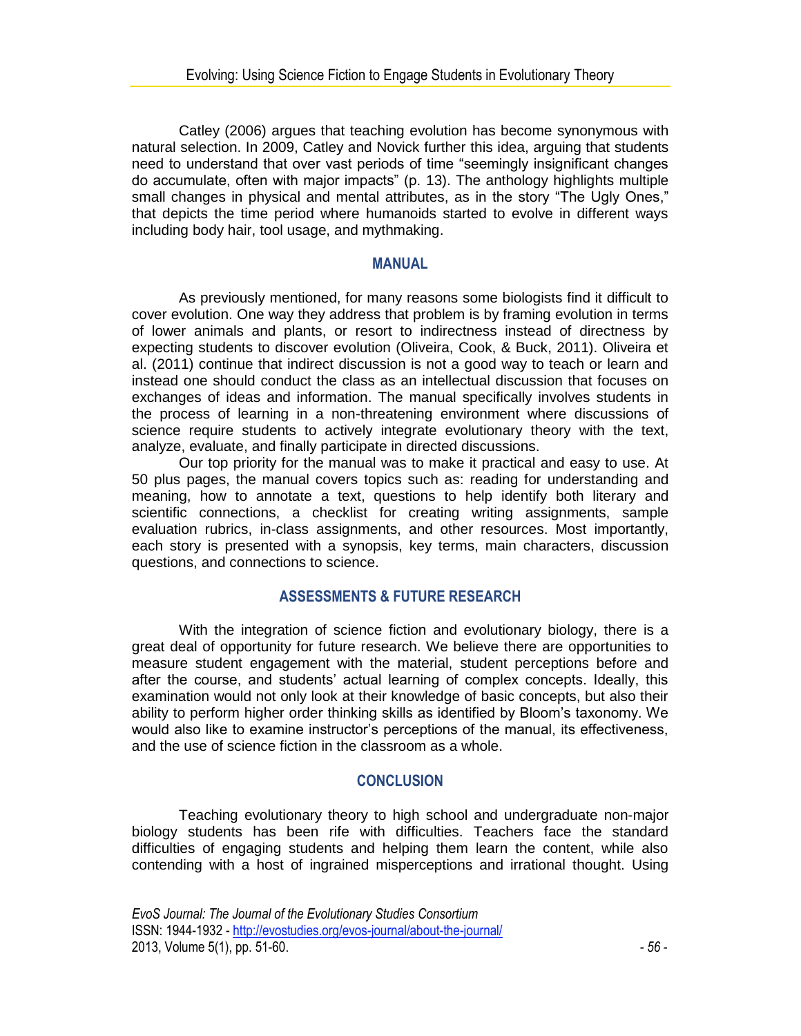Catley (2006) argues that teaching evolution has become synonymous with natural selection. In 2009, Catley and Novick further this idea, arguing that students need to understand that over vast periods of time "seemingly insignificant changes do accumulate, often with major impacts" (p. 13). The anthology highlights multiple small changes in physical and mental attributes, as in the story "The Ugly Ones," that depicts the time period where humanoids started to evolve in different ways including body hair, tool usage, and mythmaking.

## MANUAL

As previously mentioned, for many reasons some biologists find it difficult to cover evolution. One way they address that problem is by framing evolution in terms of lower animals and plants, or resort to indirectness instead of directness by expecting students to discover evolution (Oliveira, Cook, & Buck, 2011). Oliveira et al. (2011) continue that indirect discussion is not a good way to teach or learn and instead one should conduct the class as an intellectual discussion that focuses on exchanges of ideas and information. The manual specifically involves students in the process of learning in a non-threatening environment where discussions of science require students to actively integrate evolutionary theory with the text, analyze, evaluate, and finally participate in directed discussions.

Our top priority for the manual was to make it practical and easy to use. At 50 plus pages, the manual covers topics such as: reading for understanding and meaning, how to annotate a text, questions to help identify both literary and scientific connections, a checklist for creating writing assignments, sample evaluation rubrics, in-class assignments, and other resources. Most importantly, each story is presented with a synopsis, key terms, main characters, discussion questions, and connections to science.

## ASSESSMENTS & FUTURE RESEARCH

With the integration of science fiction and evolutionary biology, there is a great deal of opportunity for future research. We believe there are opportunities to measure student engagement with the material, student perceptions before and after the course, and students' actual learning of complex concepts. Ideally, this examination would not only look at their knowledge of basic concepts, but also their ability to perform higher order thinking skills as identified by Bloom's taxonomy. We would also like to examine instructor's perceptions of the manual, its effectiveness, and the use of science fiction in the classroom as a whole.

## CONCLUSION

Teaching evolutionary theory to high school and undergraduate non-major biology students has been rife with difficulties. Teachers face the standard difficulties of engaging students and helping them learn the content, while also contending with a host of ingrained misperceptions and irrational thought. Using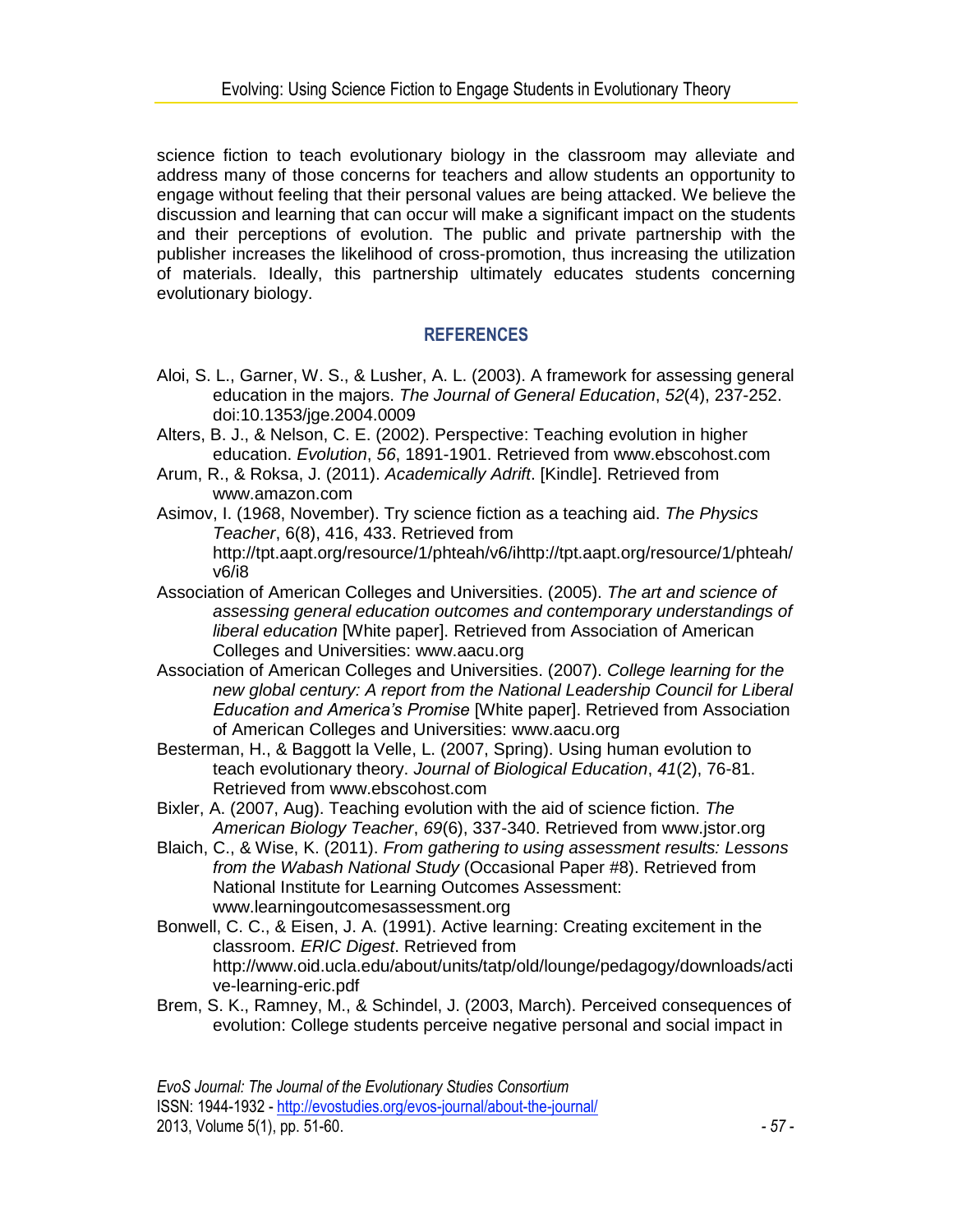science fiction to teach evolutionary biology in the classroom may alleviate and address many of those concerns for teachers and allow students an opportunity to engage without feeling that their personal values are being attacked. We believe the discussion and learning that can occur will make a significant impact on the students and their perceptions of evolution. The public and private partnership with the publisher increases the likelihood of cross-promotion, thus increasing the utilization of materials. Ideally, this partnership ultimately educates students concerning evolutionary biology.

## REFERENCES

Aloi, S. L., Garner, W. S., & Lusher, A. L. (2003). A framework for assessing general education in the majors. *The Journal of General Education*, *52*(4), 237-252. doi:10.1353/jge.2004.0009

Alters, B. J., & Nelson, C. E. (2002). Perspective: Teaching evolution in higher education. *Evolution*, *56*, 1891-1901. Retrieved from www.ebscohost.com

Arum, R., & Roksa, J. (2011). *Academically Adrift*. [Kindle]. Retrieved from www.amazon.com

Asimov, I. (1968, November). Try science fiction as a teaching aid. *The Physics Teacher*, 6(8), 416, 433. Retrieved from http://tpt.aapt.org/resource/1/phteah/v6/ihttp://tpt.aapt.org/resource/1/phteah/v6/i8

Association of American Colleges and Universities. (2005). *The art and science of assessing general education outcomes and contemporary understandings of liberal education* [White paper]. Retrieved from Association of American Colleges and Universities: www.aacu.org

Association of American Colleges and Universities. (2007). *College learning for the new global century: A report from the National Leadership Council for Liberal Education and America's Promise* [White paper]. Retrieved from Association of American Colleges and Universities: www.aacu.org

Besterman, H., & Baggott la Velle, L. (2007, Spring). Using human evolution to teach evolutionary theory. *Journal of Biological Education*, *41*(2), 76-81. Retrieved from www.ebscohost.com

Bixler, A. (2007, Aug). Teaching evolution with the aid of science fiction. *The American Biology Teacher*, *69*(6), 337-340. Retrieved from www.jstor.org

Blaich, C., & Wise, K. (2011). *From gathering to using assessment results: Lessons from the Wabash National Study* (Occasional Paper #8). Retrieved from National Institute for Learning Outcomes Assessment: www.learningoutcomesassessment.org

Bonwell, C. C., & Eisen, J. A. (1991). Active learning: Creating excitement in the classroom. *ERIC Digest*. Retrieved from http://www.oid.ucla.edu/about/units/tatp/old/lounge/pedagogy/downloads/active-learning-eric.pdf

Brem, S. K., Ramney, M., & Schindel, J. (2003, March). Perceived consequences of evolution: College students perceive negative personal and social impact in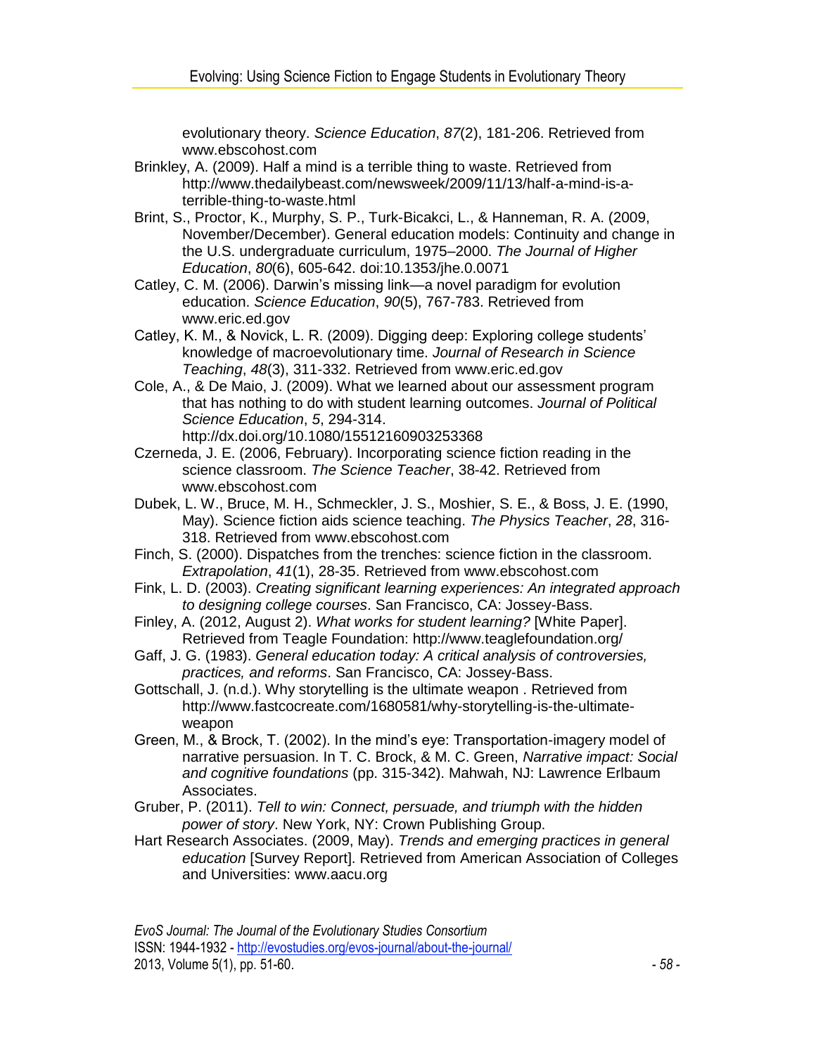evolutionary theory. *Science Education*, *87*(2), 181-206. Retrieved from www.ebscohost.com

Brinkley, A. (2009). Half a mind is a terrible thing to waste. Retrieved from http://www.thedailybeast.com/newsweek/2009/11/13/half-a-mind-is-a-terrible-thing-to-waste.html

Brint, S., Proctor, K., Murphy, S. P., Turk-Bicakci, L., & Hanneman, R. A. (2009, November/December). General education models: Continuity and change in the U.S. undergraduate curriculum, 1975–2000. *The Journal of Higher Education*, *80*(6), 605-642. doi:10.1353/jhe.0.0071

Catley, C. M. (2006). Darwin's missing link—a novel paradigm for evolution education. *Science Education*, *90*(5), 767-783. Retrieved from www.eric.ed.gov

Catley, K. M., & Novick, L. R. (2009). Digging deep: Exploring college students' knowledge of macroevolutionary time. *Journal of Research in Science Teaching*, *48*(3), 311-332. Retrieved from www.eric.ed.gov

Cole, A., & De Maio, J. (2009). What we learned about our assessment program that has nothing to do with student learning outcomes. *Journal of Political Science Education*, *5*, 294-314. http://dx.doi.org/10.1080/15512160903253368

Czerneda, J. E. (2006, February). Incorporating science fiction reading in the science classroom. *The Science Teacher*, 38-42. Retrieved from www.ebscohost.com

Dubek, L. W., Bruce, M. H., Schmeckler, J. S., Moshier, S. E., & Boss, J. E. (1990, May). Science fiction aids science teaching. *The Physics Teacher*, *28*, 316-318. Retrieved from www.ebscohost.com

Finch, S. (2000). Dispatches from the trenches: science fiction in the classroom. *Extrapolation*, *41*(1), 28-35. Retrieved from www.ebscohost.com

Fink, L. D. (2003). *Creating significant learning experiences: An integrated approach to designing college courses*. San Francisco, CA: Jossey-Bass.

Finley, A. (2012, August 2). *What works for student learning?* [White Paper]. Retrieved from Teagle Foundation: http://www.teaglefoundation.org/

Gaff, J. G. (1983). *General education today: A critical analysis of controversies, practices, and reforms*. San Francisco, CA: Jossey-Bass.

Gottschall, J. (n.d.). Why storytelling is the ultimate weapon . Retrieved from http://www.fastcocreate.com/1680581/why-storytelling-is-the-ultimate-weapon

Green, M., & Brock, T. (2002). In the mind's eye: Transportation-imagery model of narrative persuasion. In T. C. Brock, & M. C. Green, *Narrative impact: Social and cognitive foundations* (pp. 315-342). Mahwah, NJ: Lawrence Erlbaum Associates.

Gruber, P. (2011). *Tell to win: Connect, persuade, and triumph with the hidden power of story*. New York, NY: Crown Publishing Group.

Hart Research Associates. (2009, May). *Trends and emerging practices in general education* [Survey Report]. Retrieved from American Association of Colleges and Universities: www.aacu.org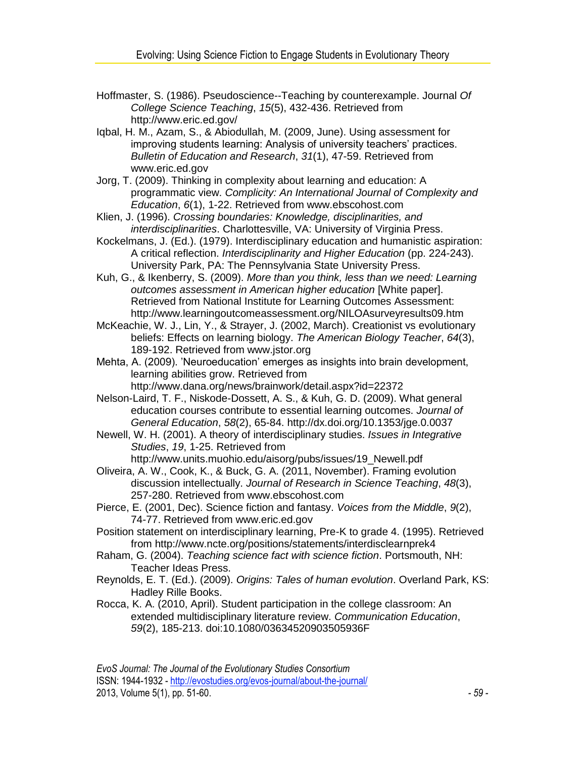Hoffmaster, S. (1986). Pseudoscience--Teaching by counterexample. Journal *Of College Science Teaching*, *15*(5), 432-436. Retrieved from http://www.eric.ed.gov/

Iqbal, H. M., Azam, S., & Abiodullah, M. (2009, June). Using assessment for improving students learning: Analysis of university teachers' practices. *Bulletin of Education and Research*, *31*(1), 47-59. Retrieved from www.eric.ed.gov

Jorg, T. (2009). Thinking in complexity about learning and education: A programmatic view. *Complicity: An International Journal of Complexity and Education*, *6*(1), 1-22. Retrieved from www.ebscohost.com

Klien, J. (1996). *Crossing boundaries: Knowledge, disciplinarities, and interdisciplinarities*. Charlottesville, VA: University of Virginia Press.

Kockelmans, J. (Ed.). (1979). Interdisciplinary education and humanistic aspiration: A critical reflection. *Interdisciplinarity and Higher Education* (pp. 224-243). University Park, PA: The Pennsylvania State University Press.

Kuh, G., & Ikenberry, S. (2009). *More than you think, less than we need: Learning outcomes assessment in American higher education* [White paper]. Retrieved from National Institute for Learning Outcomes Assessment: http://www.learningoutcomeassessment.org/NILOAsurveyresults09.htm

McKeachie, W. J., Lin, Y., & Strayer, J. (2002, March). Creationist vs evolutionary beliefs: Effects on learning biology. *The American Biology Teacher*, *64*(3), 189-192. Retrieved from www.jstor.org

Mehta, A. (2009). 'Neuroeducation' emerges as insights into brain development, learning abilities grow. Retrieved from http://www.dana.org/news/brainwork/detail.aspx?id=22372

Nelson-Laird, T. F., Niskode-Dossett, A. S., & Kuh, G. D. (2009). What general education courses contribute to essential learning outcomes. *Journal of General Education*, *58*(2), 65-84. http://dx.doi.org/10.1353/jge.0.0037

Newell, W. H. (2001). A theory of interdisciplinary studies. *Issues in Integrative Studies*, *19*, 1-25. Retrieved from http://www.units.muohio.edu/aisorg/pubs/issues/19_Newell.pdf

Oliveira, A. W., Cook, K., & Buck, G. A. (2011, November). Framing evolution discussion intellectually. *Journal of Research in Science Teaching*, *48*(3), 257-280. Retrieved from www.ebscohost.com

Pierce, E. (2001, Dec). Science fiction and fantasy. *Voices from the Middle*, *9*(2), 74-77. Retrieved from www.eric.ed.gov

Position statement on interdisciplinary learning, Pre-K to grade 4. (1995). Retrieved from http://www.ncte.org/positions/statements/interdisclearnprek4

Raham, G. (2004). *Teaching science fact with science fiction*. Portsmouth, NH: Teacher Ideas Press.

Reynolds, E. T. (Ed.). (2009). *Origins: Tales of human evolution*. Overland Park, KS: Hadley Rille Books.

Rocca, K. A. (2010, April). Student participation in the college classroom: An extended multidisciplinary literature review. *Communication Education*, *59*(2), 185-213. doi:10.1080/03634520903505936F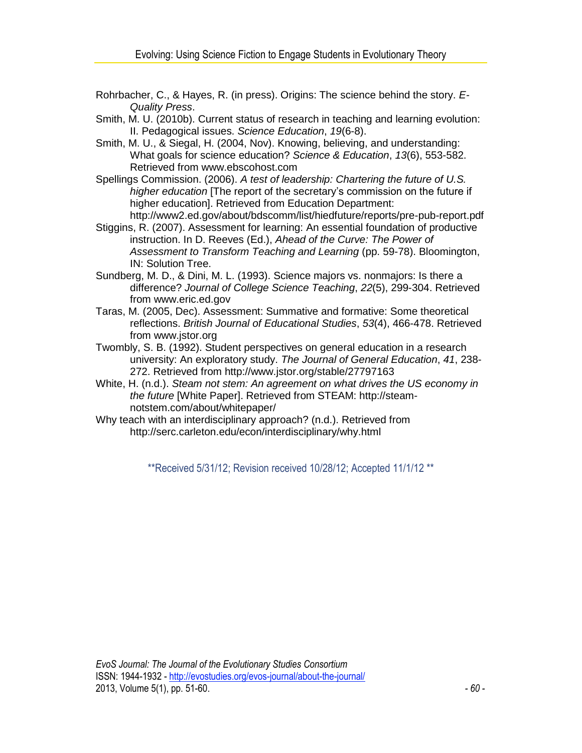Rohrbacher, C., & Hayes, R. (in press). Origins: The science behind the story. *E-Quality Press*.

Smith, M. U. (2010b). Current status of research in teaching and learning evolution: II. Pedagogical issues. *Science Education*, *19*(6-8).

Smith, M. U., & Siegal, H. (2004, Nov). Knowing, believing, and understanding: What goals for science education? *Science & Education*, *13*(6), 553-582. Retrieved from www.ebscohost.com

Spellings Commission. (2006). *A test of leadership: Chartering the future of U.S. higher education* [The report of the secretary's commission on the future if higher education]. Retrieved from Education Department: http://www2.ed.gov/about/bdscomm/list/hiedfuture/reports/pre-pub-report.pdf

Stiggins, R. (2007). Assessment for learning: An essential foundation of productive instruction. In D. Reeves (Ed.), *Ahead of the Curve: The Power of Assessment to Transform Teaching and Learning* (pp. 59-78). Bloomington, IN: Solution Tree.

Sundberg, M. D., & Dini, M. L. (1993). Science majors vs. nonmajors: Is there a difference? *Journal of College Science Teaching*, *22*(5), 299-304. Retrieved from www.eric.ed.gov

Taras, M. (2005, Dec). Assessment: Summative and formative: Some theoretical reflections. *British Journal of Educational Studies*, *53*(4), 466-478. Retrieved from www.jstor.org

Twombly, S. B. (1992). Student perspectives on general education in a research university: An exploratory study. *The Journal of General Education*, *41*, 238-272. Retrieved from http://www.jstor.org/stable/27797163

White, H. (n.d.). *Steam not stem: An agreement on what drives the US economy in the future* [White Paper]. Retrieved from STEAM: http://steam-notstem.com/about/whitepaper/

Why teach with an interdisciplinary approach? (n.d.). Retrieved from http://serc.carleton.edu/econ/interdisciplinary/why.html

**Received 5/31/12; Revision received 10/28/12; Accepted 11/1/12 **